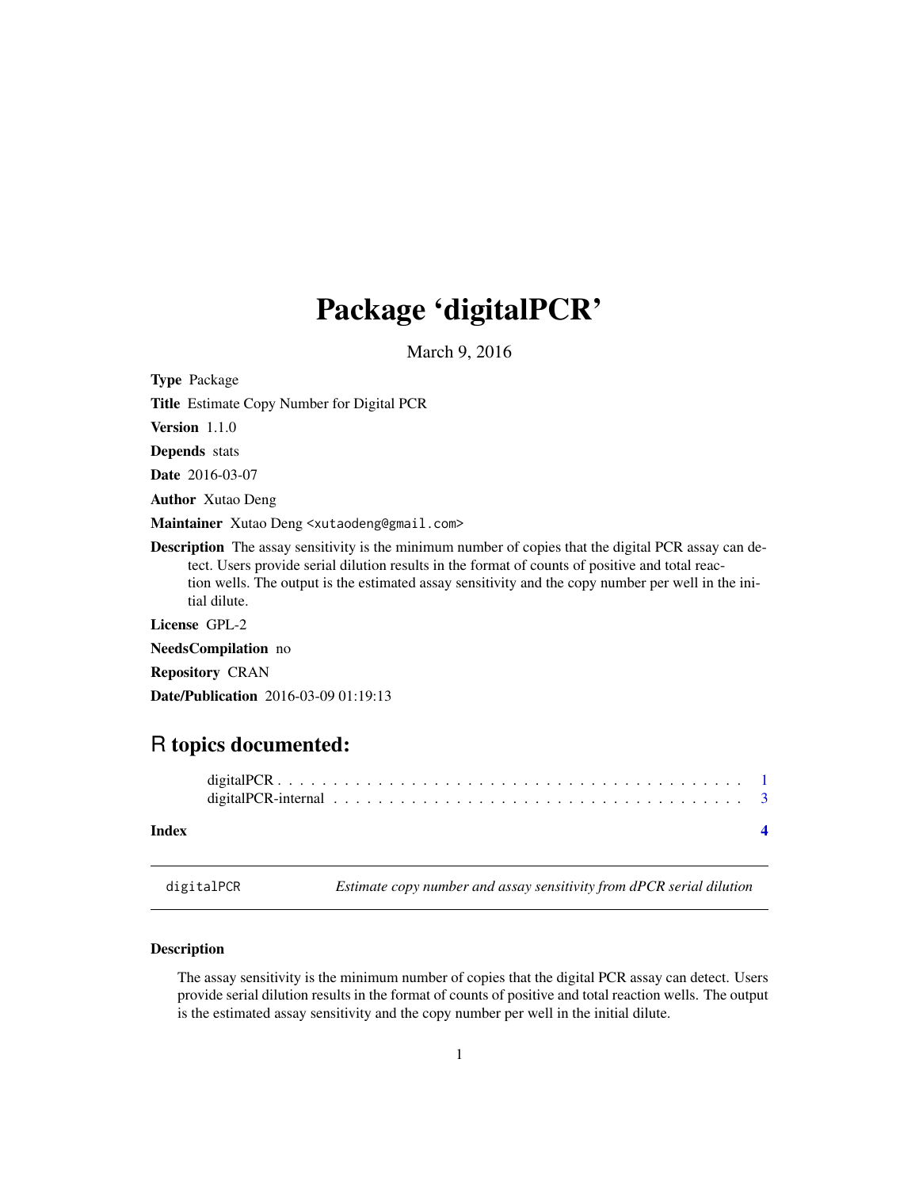# Package 'digitalPCR'

March 9, 2016

**Type** Package

**Title** Estimate Copy Number for Digital PCR

**Version** 1.1.0

**Depends** stats

**Date** 2016-03-07

**Author** Xutao Deng

**Maintainer** Xutao Deng <xutaodeng@gmail.com>

**Description** The assay sensitivity is the minimum number of copies that the digital PCR assay can detect. Users provide serial dilution results in the format of counts of positive and total reaction wells. The output is the estimated assay sensitivity and the copy number per well in the initial dilute.

**License** GPL-2

**NeedsCompilation** no

**Repository** CRAN

**Date/Publication** 2016-03-09 01:19:13

## R topics documented:

- digitalPCR . . . . . . . . . . . . . . . . . . . . . . . . . . . . . . . . . . . . . . . . . . . 1
- digitalPCR-internal . . . . . . . . . . . . . . . . . . . . . . . . . . . . . . . . . . . . . 3

**Index** 4

---

`digitalPCR` *Estimate copy number and assay sensitivity from dPCR serial dilution*

---

### Description

The assay sensitivity is the minimum number of copies that the digital PCR assay can detect. Users provide serial dilution results in the format of counts of positive and total reaction wells. The output is the estimated assay sensitivity and the copy number per well in the initial dilute.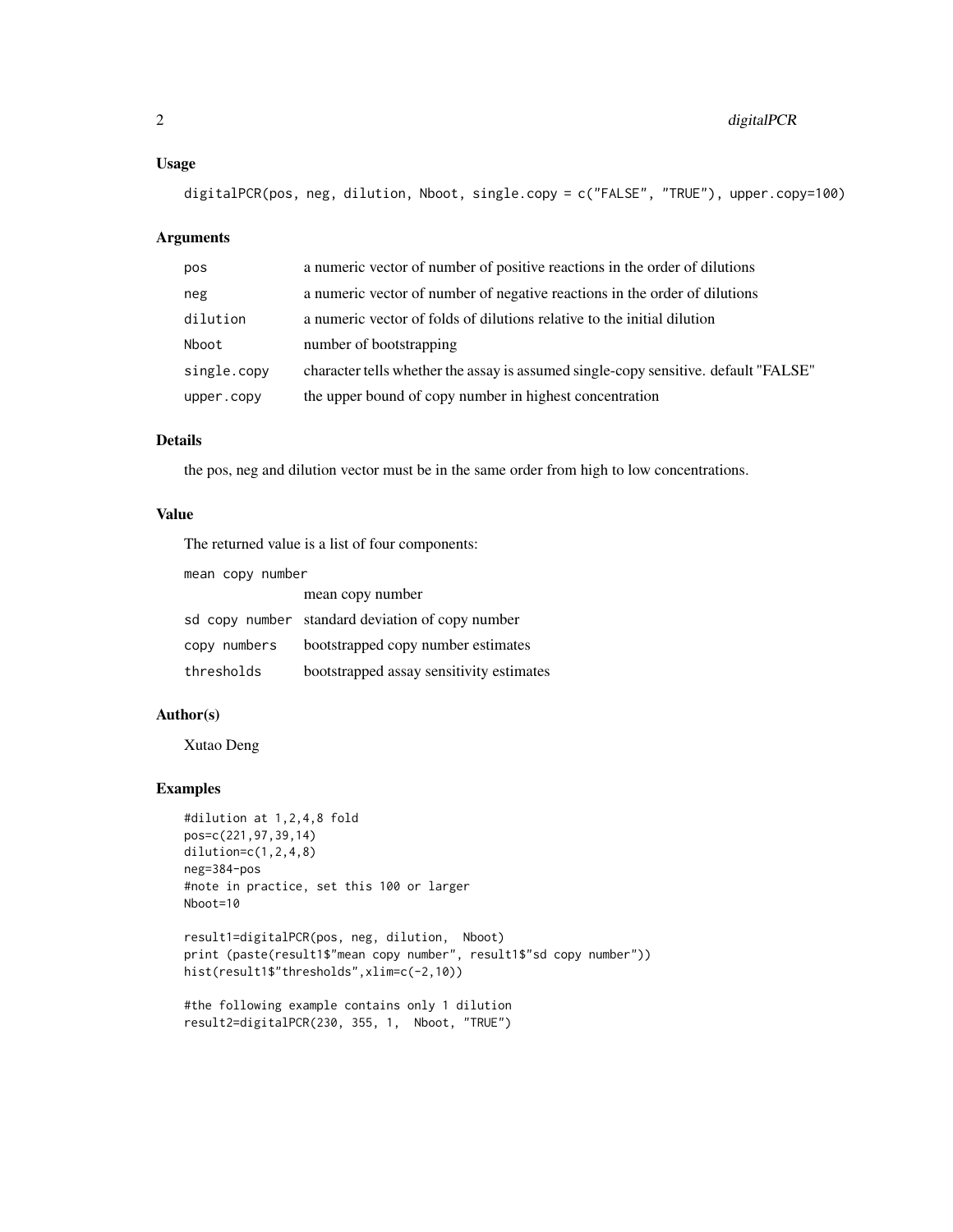### Usage

```
digitalPCR(pos, neg, dilution, Nboot, single.copy = c("FALSE", "TRUE"), upper.copy=100)
```

### Arguments

| | |
|---|---|
| `pos` | a numeric vector of number of positive reactions in the order of dilutions |
| `neg` | a numeric vector of number of negative reactions in the order of dilutions |
| `dilution` | a numeric vector of folds of dilutions relative to the initial dilution |
| `Nboot` | number of bootstrapping |
| `single.copy` | character tells whether the assay is assumed single-copy sensitive. default "FALSE" |
| `upper.copy` | the upper bound of copy number in highest concentration |

### Details

the pos, neg and dilution vector must be in the same order from high to low concentrations.

### Value

The returned value is a list of four components:

| | |
|---|---|
| `mean copy number` | mean copy number |
| `sd copy number` | standard deviation of copy number |
| `copy numbers` | bootstrapped copy number estimates |
| `thresholds` | bootstrapped assay sensitivity estimates |

### Author(s)

Xutao Deng

### Examples

```
#dilution at 1,2,4,8 fold
pos=c(221,97,39,14)
dilution=c(1,2,4,8)
neg=384-pos
#note in practice, set this 100 or larger
Nboot=10

result1=digitalPCR(pos, neg, dilution,  Nboot)
print (paste(result1$"mean copy number", result1$"sd copy number"))
hist(result1$"thresholds",xlim=c(-2,10))

#the following example contains only 1 dilution
result2=digitalPCR(230, 355, 1,  Nboot, "TRUE")
```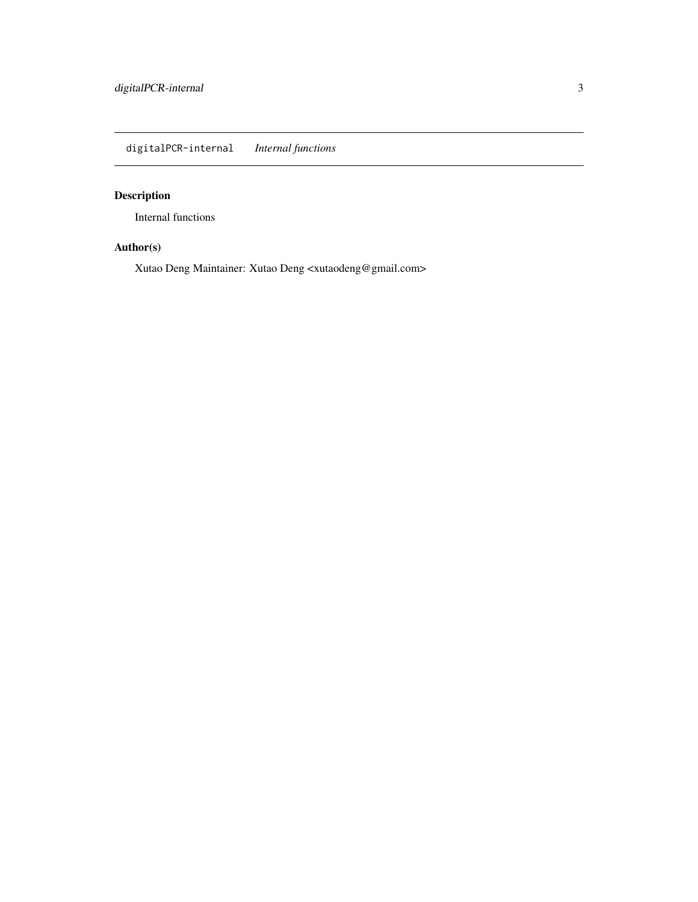## digitalPCR-internal    *Internal functions*

### Description

Internal functions

### Author(s)

Xutao Deng Maintainer: Xutao Deng <xutaodeng@gmail.com>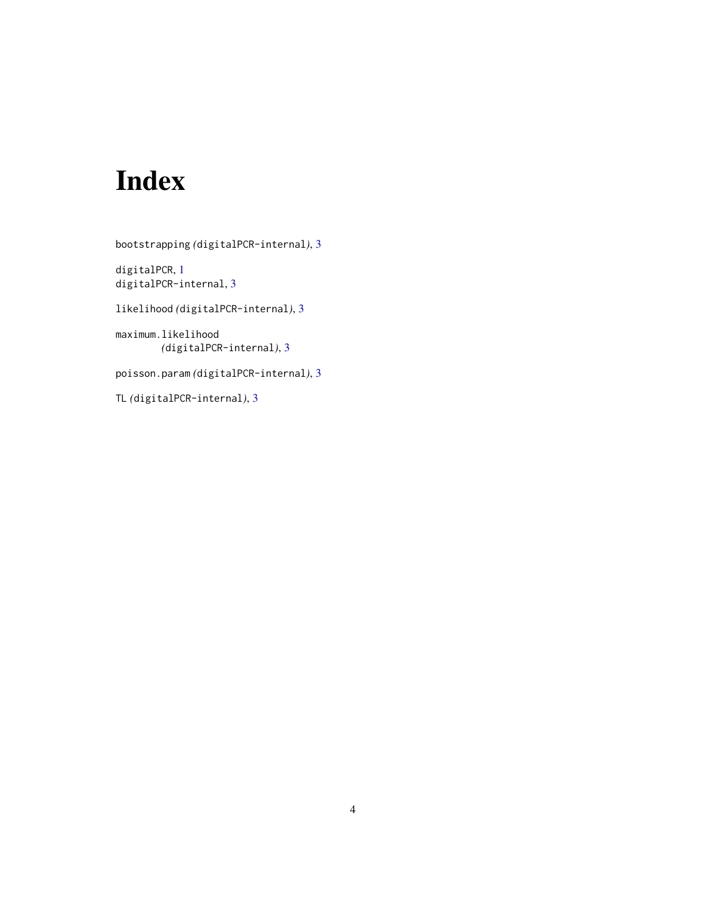# Index

bootstrapping *(*digitalPCR-internal*)*, 3

digitalPCR, 1
digitalPCR-internal, 3

likelihood *(*digitalPCR-internal*)*, 3

maximum.likelihood
        *(*digitalPCR-internal*)*, 3

poisson.param *(*digitalPCR-internal*)*, 3

TL *(*digitalPCR-internal*)*, 3